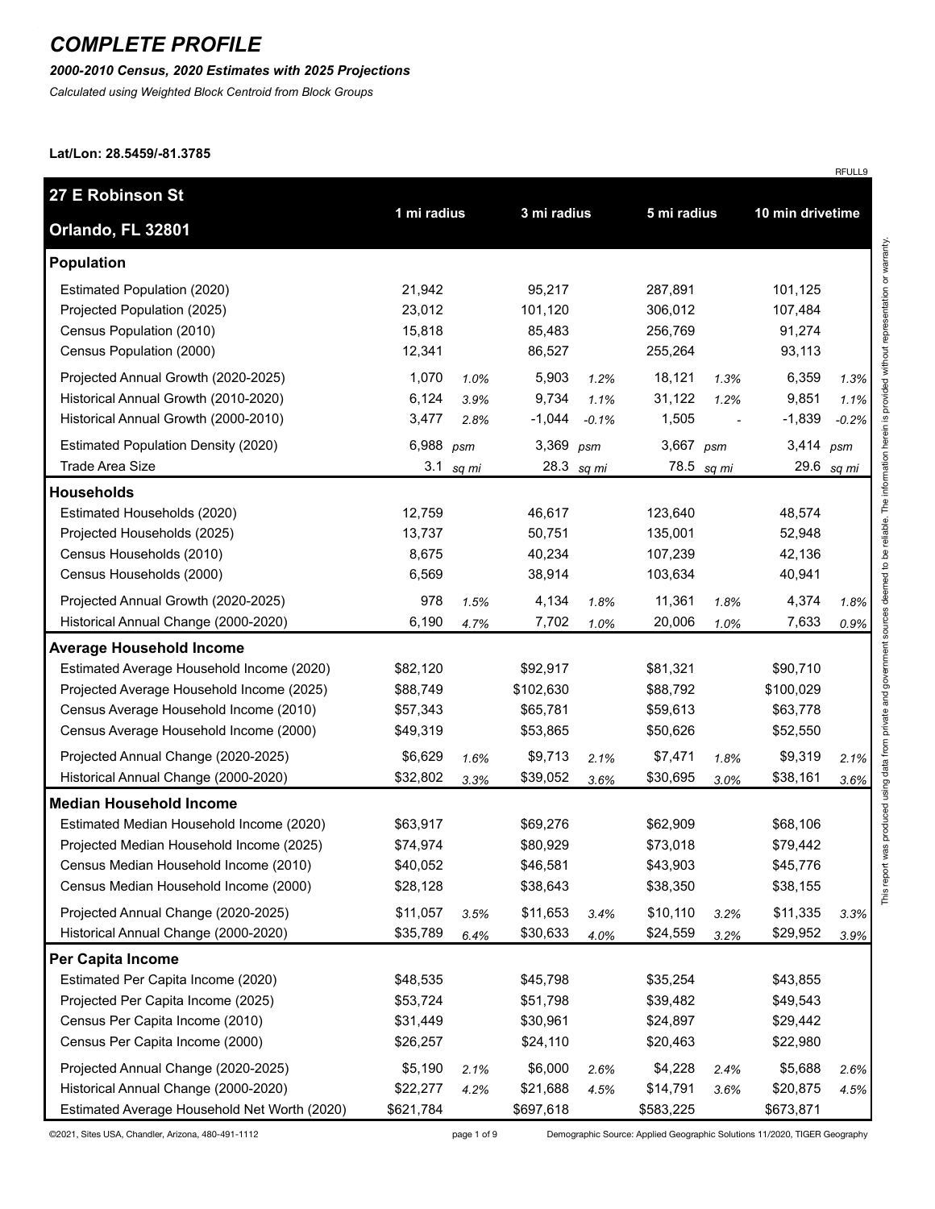# COMPLETE PROFILE

***2000-2010 Census, 2020 Estimates with 2025 Projections***

*Calculated using Weighted Block Centroid from Block Groups*

**Lat/Lon: 28.5459/-81.3785**

RFULL9

| 27 E Robinson St<br>Orlando, FL 32801 | 1 mi radius | | 3 mi radius | | 5 mi radius | | 10 min drivetime | |
|---|---|---|---|---|---|---|---|---|
| **Population** | | | | | | | | |
| Estimated Population (2020) | 21,942 | | 95,217 | | 287,891 | | 101,125 | |
| Projected Population (2025) | 23,012 | | 101,120 | | 306,012 | | 107,484 | |
| Census Population (2010) | 15,818 | | 85,483 | | 256,769 | | 91,274 | |
| Census Population (2000) | 12,341 | | 86,527 | | 255,264 | | 93,113 | |
| Projected Annual Growth (2020-2025) | 1,070 | *1.0%* | 5,903 | *1.2%* | 18,121 | *1.3%* | 6,359 | *1.3%* |
| Historical Annual Growth (2010-2020) | 6,124 | *3.9%* | 9,734 | *1.1%* | 31,122 | *1.2%* | 9,851 | *1.1%* |
| Historical Annual Growth (2000-2010) | 3,477 | *2.8%* | -1,044 | *-0.1%* | 1,505 | - | -1,839 | *-0.2%* |
| Estimated Population Density (2020) | 6,988 | *psm* | 3,369 | *psm* | 3,667 | *psm* | 3,414 | *psm* |
| Trade Area Size | 3.1 | *sq mi* | 28.3 | *sq mi* | 78.5 | *sq mi* | 29.6 | *sq mi* |
| **Households** | | | | | | | | |
| Estimated Households (2020) | 12,759 | | 46,617 | | 123,640 | | 48,574 | |
| Projected Households (2025) | 13,737 | | 50,751 | | 135,001 | | 52,948 | |
| Census Households (2010) | 8,675 | | 40,234 | | 107,239 | | 42,136 | |
| Census Households (2000) | 6,569 | | 38,914 | | 103,634 | | 40,941 | |
| Projected Annual Growth (2020-2025) | 978 | *1.5%* | 4,134 | *1.8%* | 11,361 | *1.8%* | 4,374 | *1.8%* |
| Historical Annual Change (2000-2020) | 6,190 | *4.7%* | 7,702 | *1.0%* | 20,006 | *1.0%* | 7,633 | *0.9%* |
| **Average Household Income** | | | | | | | | |
| Estimated Average Household Income (2020) | $82,120 | | $92,917 | | $81,321 | | $90,710 | |
| Projected Average Household Income (2025) | $88,749 | | $102,630 | | $88,792 | | $100,029 | |
| Census Average Household Income (2010) | $57,343 | | $65,781 | | $59,613 | | $63,778 | |
| Census Average Household Income (2000) | $49,319 | | $53,865 | | $50,626 | | $52,550 | |
| Projected Annual Change (2020-2025) | $6,629 | *1.6%* | $9,713 | *2.1%* | $7,471 | *1.8%* | $9,319 | *2.1%* |
| Historical Annual Change (2000-2020) | $32,802 | *3.3%* | $39,052 | *3.6%* | $30,695 | *3.0%* | $38,161 | *3.6%* |
| **Median Household Income** | | | | | | | | |
| Estimated Median Household Income (2020) | $63,917 | | $69,276 | | $62,909 | | $68,106 | |
| Projected Median Household Income (2025) | $74,974 | | $80,929 | | $73,018 | | $79,442 | |
| Census Median Household Income (2010) | $40,052 | | $46,581 | | $43,903 | | $45,776 | |
| Census Median Household Income (2000) | $28,128 | | $38,643 | | $38,350 | | $38,155 | |
| Projected Annual Change (2020-2025) | $11,057 | *3.5%* | $11,653 | *3.4%* | $10,110 | *3.2%* | $11,335 | *3.3%* |
| Historical Annual Change (2000-2020) | $35,789 | *6.4%* | $30,633 | *4.0%* | $24,559 | *3.2%* | $29,952 | *3.9%* |
| **Per Capita Income** | | | | | | | | |
| Estimated Per Capita Income (2020) | $48,535 | | $45,798 | | $35,254 | | $43,855 | |
| Projected Per Capita Income (2025) | $53,724 | | $51,798 | | $39,482 | | $49,543 | |
| Census Per Capita Income (2010) | $31,449 | | $30,961 | | $24,897 | | $29,442 | |
| Census Per Capita Income (2000) | $26,257 | | $24,110 | | $20,463 | | $22,980 | |
| Projected Annual Change (2020-2025) | $5,190 | *2.1%* | $6,000 | *2.6%* | $4,228 | *2.4%* | $5,688 | *2.6%* |
| Historical Annual Change (2000-2020) | $22,277 | *4.2%* | $21,688 | *4.5%* | $14,791 | *3.6%* | $20,875 | *4.5%* |
| Estimated Average Household Net Worth (2020) | $621,784 | | $697,618 | | $583,225 | | $673,871 | |

This report was produced using data from private and government sources deemed to be reliable. The information herein is provided without representation or warranty.

©2021, Sites USA, Chandler, Arizona, 480-491-1112

Demographic Source: Applied Geographic Solutions 11/2020, TIGER Geography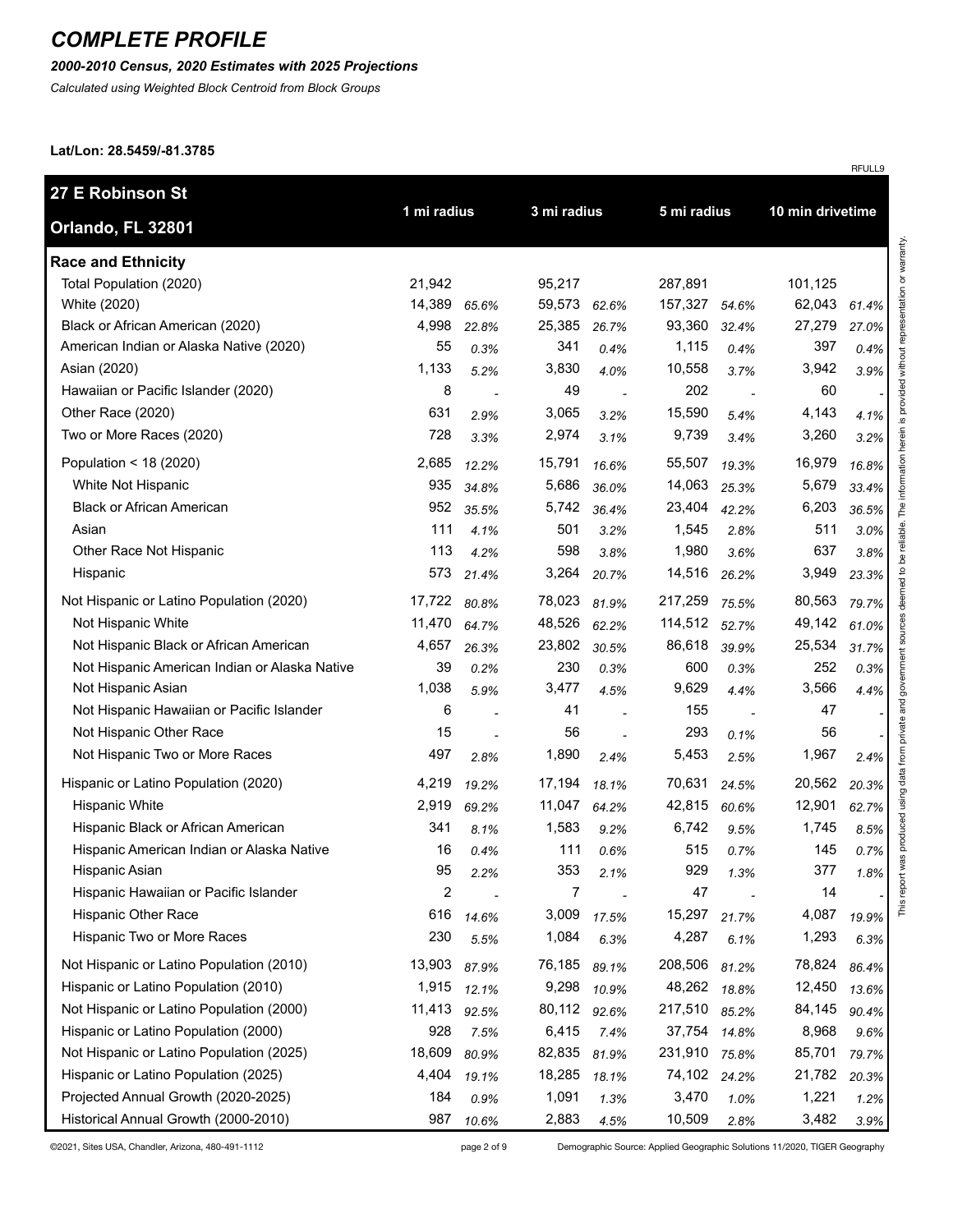# COMPLETE PROFILE

***2000-2010 Census, 2020 Estimates with 2025 Projections***

*Calculated using Weighted Block Centroid from Block Groups*

**Lat/Lon: 28.5459/-81.3785**

RFULL9

| **27 E Robinson St Orlando, FL 32801** | 1 mi radius | | 3 mi radius | | 5 mi radius | | 10 min drivetime | |
|---|---|---|---|---|---|---|---|---|
| **Race and Ethnicity** | | | | | | | | |
| Total Population (2020) | 21,942 | | 95,217 | | 287,891 | | 101,125 | |
| White (2020) | 14,389 | *65.6%* | 59,573 | *62.6%* | 157,327 | *54.6%* | 62,043 | *61.4%* |
| Black or African American (2020) | 4,998 | *22.8%* | 25,385 | *26.7%* | 93,360 | *32.4%* | 27,279 | *27.0%* |
| American Indian or Alaska Native (2020) | 55 | *0.3%* | 341 | *0.4%* | 1,115 | *0.4%* | 397 | *0.4%* |
| Asian (2020) | 1,133 | *5.2%* | 3,830 | *4.0%* | 10,558 | *3.7%* | 3,942 | *3.9%* |
| Hawaiian or Pacific Islander (2020) | 8 | - | 49 | - | 202 | - | 60 | - |
| Other Race (2020) | 631 | *2.9%* | 3,065 | *3.2%* | 15,590 | *5.4%* | 4,143 | *4.1%* |
| Two or More Races (2020) | 728 | *3.3%* | 2,974 | *3.1%* | 9,739 | *3.4%* | 3,260 | *3.2%* |
| Population < 18 (2020) | 2,685 | *12.2%* | 15,791 | *16.6%* | 55,507 | *19.3%* | 16,979 | *16.8%* |
| White Not Hispanic | 935 | *34.8%* | 5,686 | *36.0%* | 14,063 | *25.3%* | 5,679 | *33.4%* |
| Black or African American | 952 | *35.5%* | 5,742 | *36.4%* | 23,404 | *42.2%* | 6,203 | *36.5%* |
| Asian | 111 | *4.1%* | 501 | *3.2%* | 1,545 | *2.8%* | 511 | *3.0%* |
| Other Race Not Hispanic | 113 | *4.2%* | 598 | *3.8%* | 1,980 | *3.6%* | 637 | *3.8%* |
| Hispanic | 573 | *21.4%* | 3,264 | *20.7%* | 14,516 | *26.2%* | 3,949 | *23.3%* |
| Not Hispanic or Latino Population (2020) | 17,722 | *80.8%* | 78,023 | *81.9%* | 217,259 | *75.5%* | 80,563 | *79.7%* |
| Not Hispanic White | 11,470 | *64.7%* | 48,526 | *62.2%* | 114,512 | *52.7%* | 49,142 | *61.0%* |
| Not Hispanic Black or African American | 4,657 | *26.3%* | 23,802 | *30.5%* | 86,618 | *39.9%* | 25,534 | *31.7%* |
| Not Hispanic American Indian or Alaska Native | 39 | *0.2%* | 230 | *0.3%* | 600 | *0.3%* | 252 | *0.3%* |
| Not Hispanic Asian | 1,038 | *5.9%* | 3,477 | *4.5%* | 9,629 | *4.4%* | 3,566 | *4.4%* |
| Not Hispanic Hawaiian or Pacific Islander | 6 | - | 41 | - | 155 | - | 47 | - |
| Not Hispanic Other Race | 15 | - | 56 | - | 293 | *0.1%* | 56 | - |
| Not Hispanic Two or More Races | 497 | *2.8%* | 1,890 | *2.4%* | 5,453 | *2.5%* | 1,967 | *2.4%* |
| Hispanic or Latino Population (2020) | 4,219 | *19.2%* | 17,194 | *18.1%* | 70,631 | *24.5%* | 20,562 | *20.3%* |
| Hispanic White | 2,919 | *69.2%* | 11,047 | *64.2%* | 42,815 | *60.6%* | 12,901 | *62.7%* |
| Hispanic Black or African American | 341 | *8.1%* | 1,583 | *9.2%* | 6,742 | *9.5%* | 1,745 | *8.5%* |
| Hispanic American Indian or Alaska Native | 16 | *0.4%* | 111 | *0.6%* | 515 | *0.7%* | 145 | *0.7%* |
| Hispanic Asian | 95 | *2.2%* | 353 | *2.1%* | 929 | *1.3%* | 377 | *1.8%* |
| Hispanic Hawaiian or Pacific Islander | 2 | - | 7 | - | 47 | - | 14 | - |
| Hispanic Other Race | 616 | *14.6%* | 3,009 | *17.5%* | 15,297 | *21.7%* | 4,087 | *19.9%* |
| Hispanic Two or More Races | 230 | *5.5%* | 1,084 | *6.3%* | 4,287 | *6.1%* | 1,293 | *6.3%* |
| Not Hispanic or Latino Population (2010) | 13,903 | *87.9%* | 76,185 | *89.1%* | 208,506 | *81.2%* | 78,824 | *86.4%* |
| Hispanic or Latino Population (2010) | 1,915 | *12.1%* | 9,298 | *10.9%* | 48,262 | *18.8%* | 12,450 | *13.6%* |
| Not Hispanic or Latino Population (2000) | 11,413 | *92.5%* | 80,112 | *92.6%* | 217,510 | *85.2%* | 84,145 | *90.4%* |
| Hispanic or Latino Population (2000) | 928 | *7.5%* | 6,415 | *7.4%* | 37,754 | *14.8%* | 8,968 | *9.6%* |
| Not Hispanic or Latino Population (2025) | 18,609 | *80.9%* | 82,835 | *81.9%* | 231,910 | *75.8%* | 85,701 | *79.7%* |
| Hispanic or Latino Population (2025) | 4,404 | *19.1%* | 18,285 | *18.1%* | 74,102 | *24.2%* | 21,782 | *20.3%* |
| Projected Annual Growth (2020-2025) | 184 | *0.9%* | 1,091 | *1.3%* | 3,470 | *1.0%* | 1,221 | *1.2%* |
| Historical Annual Growth (2000-2010) | 987 | *10.6%* | 2,883 | *4.5%* | 10,509 | *2.8%* | 3,482 | *3.9%* |

This report was produced using data from private and government sources deemed to be reliable. The information herein is provided without representation or warranty.

©2021, Sites USA, Chandler, Arizona, 480-491-1112

Demographic Source: Applied Geographic Solutions 11/2020, TIGER Geography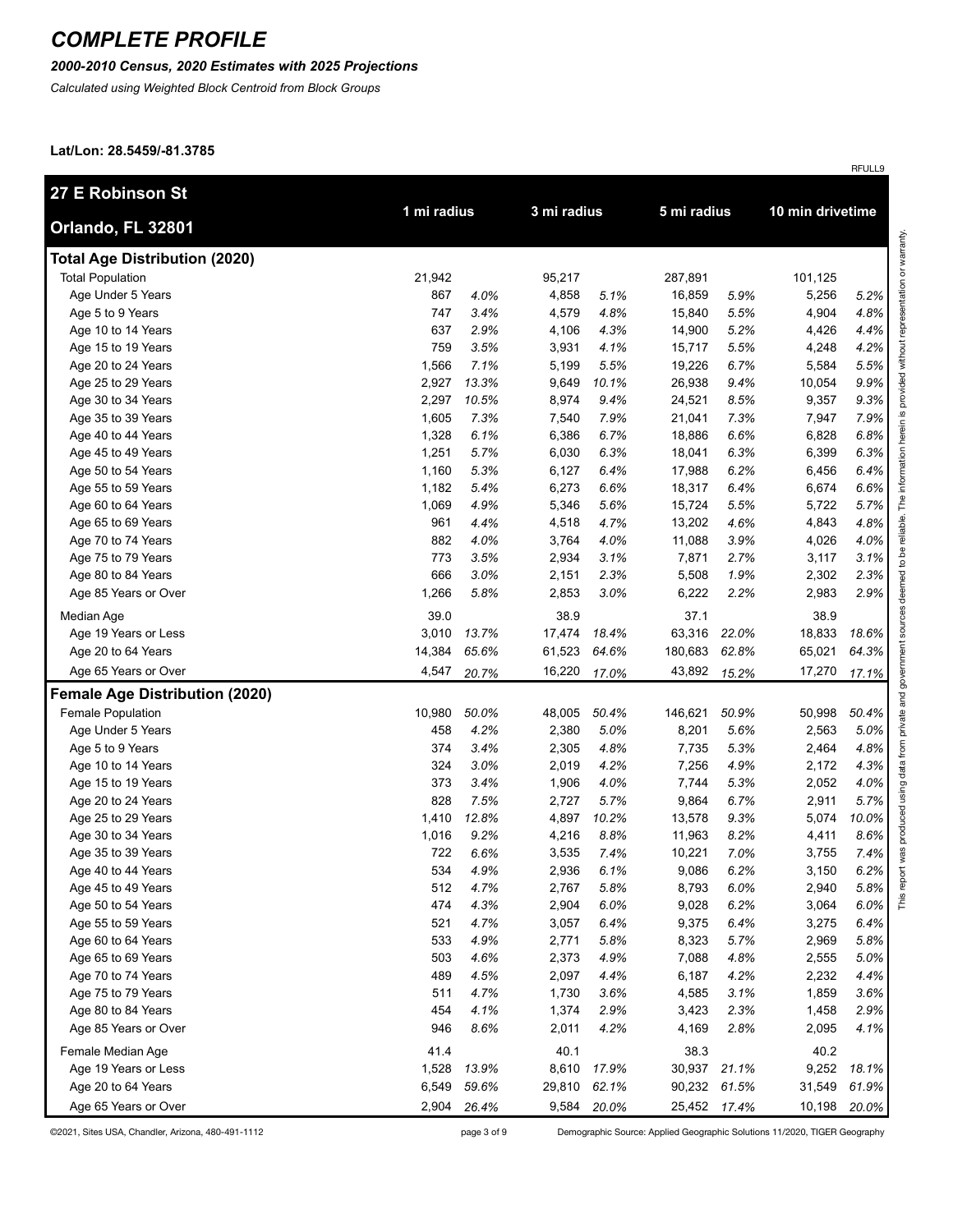# COMPLETE PROFILE

***2000-2010 Census, 2020 Estimates with 2025 Projections***

*Calculated using Weighted Block Centroid from Block Groups*

**Lat/Lon: 28.5459/-81.3785**

RFULL9

| **27 E Robinson St Orlando, FL 32801** | 1 mi radius | | 3 mi radius | | 5 mi radius | | 10 min drivetime | |
|---|---|---|---|---|---|---|---|---|
| **Total Age Distribution (2020)** | | | | | | | | |
| Total Population | 21,942 | | 95,217 | | 287,891 | | 101,125 | |
| Age Under 5 Years | 867 | *4.0%* | 4,858 | *5.1%* | 16,859 | *5.9%* | 5,256 | *5.2%* |
| Age 5 to 9 Years | 747 | *3.4%* | 4,579 | *4.8%* | 15,840 | *5.5%* | 4,904 | *4.8%* |
| Age 10 to 14 Years | 637 | *2.9%* | 4,106 | *4.3%* | 14,900 | *5.2%* | 4,426 | *4.4%* |
| Age 15 to 19 Years | 759 | *3.5%* | 3,931 | *4.1%* | 15,717 | *5.5%* | 4,248 | *4.2%* |
| Age 20 to 24 Years | 1,566 | *7.1%* | 5,199 | *5.5%* | 19,226 | *6.7%* | 5,584 | *5.5%* |
| Age 25 to 29 Years | 2,927 | *13.3%* | 9,649 | *10.1%* | 26,938 | *9.4%* | 10,054 | *9.9%* |
| Age 30 to 34 Years | 2,297 | *10.5%* | 8,974 | *9.4%* | 24,521 | *8.5%* | 9,357 | *9.3%* |
| Age 35 to 39 Years | 1,605 | *7.3%* | 7,540 | *7.9%* | 21,041 | *7.3%* | 7,947 | *7.9%* |
| Age 40 to 44 Years | 1,328 | *6.1%* | 6,386 | *6.7%* | 18,886 | *6.6%* | 6,828 | *6.8%* |
| Age 45 to 49 Years | 1,251 | *5.7%* | 6,030 | *6.3%* | 18,041 | *6.3%* | 6,399 | *6.3%* |
| Age 50 to 54 Years | 1,160 | *5.3%* | 6,127 | *6.4%* | 17,988 | *6.2%* | 6,456 | *6.4%* |
| Age 55 to 59 Years | 1,182 | *5.4%* | 6,273 | *6.6%* | 18,317 | *6.4%* | 6,674 | *6.6%* |
| Age 60 to 64 Years | 1,069 | *4.9%* | 5,346 | *5.6%* | 15,724 | *5.5%* | 5,722 | *5.7%* |
| Age 65 to 69 Years | 961 | *4.4%* | 4,518 | *4.7%* | 13,202 | *4.6%* | 4,843 | *4.8%* |
| Age 70 to 74 Years | 882 | *4.0%* | 3,764 | *4.0%* | 11,088 | *3.9%* | 4,026 | *4.0%* |
| Age 75 to 79 Years | 773 | *3.5%* | 2,934 | *3.1%* | 7,871 | *2.7%* | 3,117 | *3.1%* |
| Age 80 to 84 Years | 666 | *3.0%* | 2,151 | *2.3%* | 5,508 | *1.9%* | 2,302 | *2.3%* |
| Age 85 Years or Over | 1,266 | *5.8%* | 2,853 | *3.0%* | 6,222 | *2.2%* | 2,983 | *2.9%* |
| Median Age | 39.0 | | 38.9 | | 37.1 | | 38.9 | |
| Age 19 Years or Less | 3,010 | *13.7%* | 17,474 | *18.4%* | 63,316 | *22.0%* | 18,833 | *18.6%* |
| Age 20 to 64 Years | 14,384 | *65.6%* | 61,523 | *64.6%* | 180,683 | *62.8%* | 65,021 | *64.3%* |
| Age 65 Years or Over | 4,547 | *20.7%* | 16,220 | *17.0%* | 43,892 | *15.2%* | 17,270 | *17.1%* |
| **Female Age Distribution (2020)** | | | | | | | | |
| Female Population | 10,980 | *50.0%* | 48,005 | *50.4%* | 146,621 | *50.9%* | 50,998 | *50.4%* |
| Age Under 5 Years | 458 | *4.2%* | 2,380 | *5.0%* | 8,201 | *5.6%* | 2,563 | *5.0%* |
| Age 5 to 9 Years | 374 | *3.4%* | 2,305 | *4.8%* | 7,735 | *5.3%* | 2,464 | *4.8%* |
| Age 10 to 14 Years | 324 | *3.0%* | 2,019 | *4.2%* | 7,256 | *4.9%* | 2,172 | *4.3%* |
| Age 15 to 19 Years | 373 | *3.4%* | 1,906 | *4.0%* | 7,744 | *5.3%* | 2,052 | *4.0%* |
| Age 20 to 24 Years | 828 | *7.5%* | 2,727 | *5.7%* | 9,864 | *6.7%* | 2,911 | *5.7%* |
| Age 25 to 29 Years | 1,410 | *12.8%* | 4,897 | *10.2%* | 13,578 | *9.3%* | 5,074 | *10.0%* |
| Age 30 to 34 Years | 1,016 | *9.2%* | 4,216 | *8.8%* | 11,963 | *8.2%* | 4,411 | *8.6%* |
| Age 35 to 39 Years | 722 | *6.6%* | 3,535 | *7.4%* | 10,221 | *7.0%* | 3,755 | *7.4%* |
| Age 40 to 44 Years | 534 | *4.9%* | 2,936 | *6.1%* | 9,086 | *6.2%* | 3,150 | *6.2%* |
| Age 45 to 49 Years | 512 | *4.7%* | 2,767 | *5.8%* | 8,793 | *6.0%* | 2,940 | *5.8%* |
| Age 50 to 54 Years | 474 | *4.3%* | 2,904 | *6.0%* | 9,028 | *6.2%* | 3,064 | *6.0%* |
| Age 55 to 59 Years | 521 | *4.7%* | 3,057 | *6.4%* | 9,375 | *6.4%* | 3,275 | *6.4%* |
| Age 60 to 64 Years | 533 | *4.9%* | 2,771 | *5.8%* | 8,323 | *5.7%* | 2,969 | *5.8%* |
| Age 65 to 69 Years | 503 | *4.6%* | 2,373 | *4.9%* | 7,088 | *4.8%* | 2,555 | *5.0%* |
| Age 70 to 74 Years | 489 | *4.5%* | 2,097 | *4.4%* | 6,187 | *4.2%* | 2,232 | *4.4%* |
| Age 75 to 79 Years | 511 | *4.7%* | 1,730 | *3.6%* | 4,585 | *3.1%* | 1,859 | *3.6%* |
| Age 80 to 84 Years | 454 | *4.1%* | 1,374 | *2.9%* | 3,423 | *2.3%* | 1,458 | *2.9%* |
| Age 85 Years or Over | 946 | *8.6%* | 2,011 | *4.2%* | 4,169 | *2.8%* | 2,095 | *4.1%* |
| Female Median Age | 41.4 | | 40.1 | | 38.3 | | 40.2 | |
| Age 19 Years or Less | 1,528 | *13.9%* | 8,610 | *17.9%* | 30,937 | *21.1%* | 9,252 | *18.1%* |
| Age 20 to 64 Years | 6,549 | *59.6%* | 29,810 | *62.1%* | 90,232 | *61.5%* | 31,549 | *61.9%* |
| Age 65 Years or Over | 2,904 | *26.4%* | 9,584 | *20.0%* | 25,452 | *17.4%* | 10,198 | *20.0%* |

This report was produced using data from private and government sources deemed to be reliable. The information herein is provided without representation or warranty.

©2021, Sites USA, Chandler, Arizona, 480-491-1112

Demographic Source: Applied Geographic Solutions 11/2020, TIGER Geography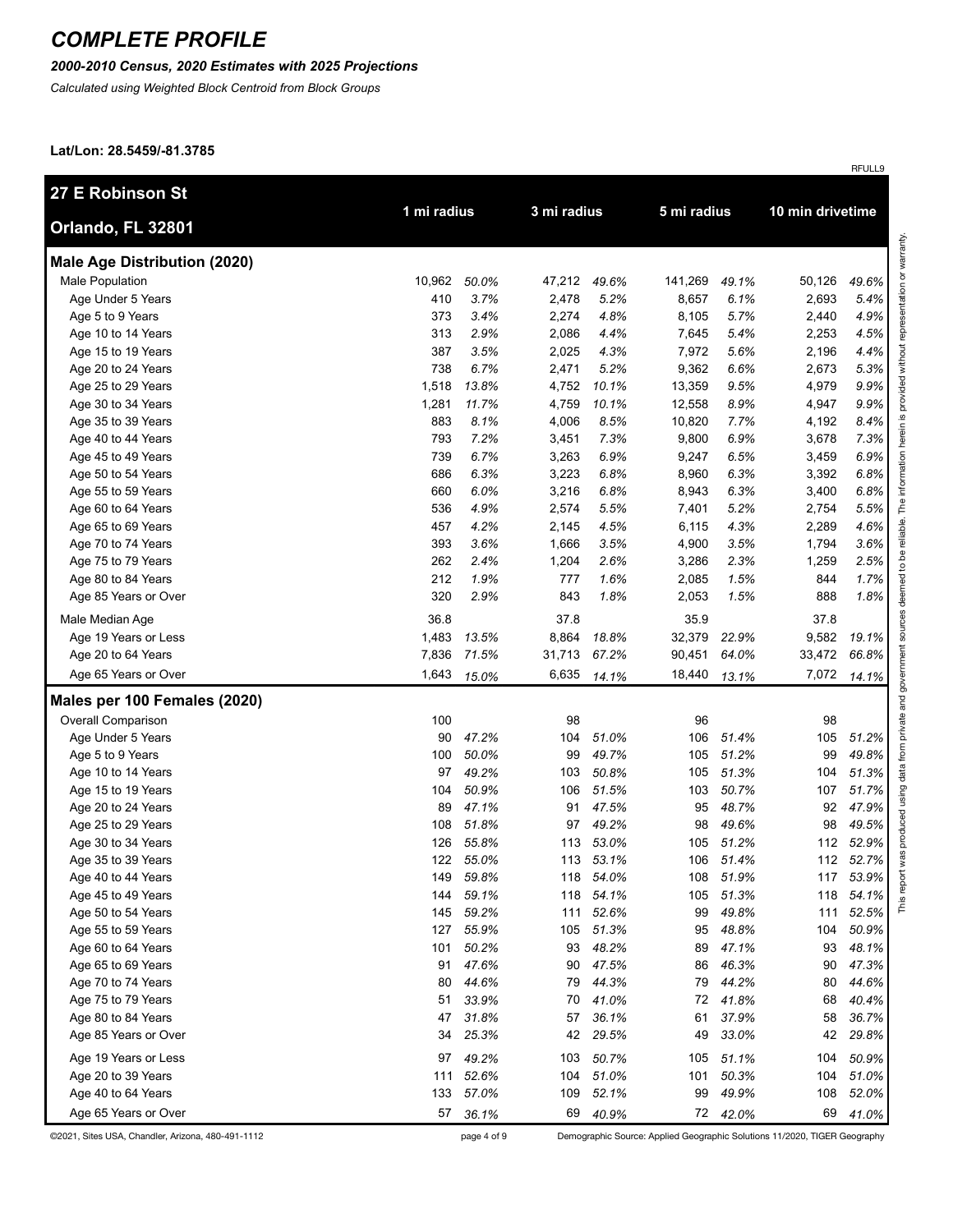# COMPLETE PROFILE

***2000-2010 Census, 2020 Estimates with 2025 Projections***

*Calculated using Weighted Block Centroid from Block Groups*

**Lat/Lon: 28.5459/-81.3785**

RFULL9

| 27 E Robinson St<br>Orlando, FL 32801 | 1 mi radius | | 3 mi radius | | 5 mi radius | | 10 min drivetime | |
|---|---|---|---|---|---|---|---|---|
| **Male Age Distribution (2020)** | | | | | | | | |
| Male Population | 10,962 | *50.0%* | 47,212 | *49.6%* | 141,269 | *49.1%* | 50,126 | *49.6%* |
| Age Under 5 Years | 410 | *3.7%* | 2,478 | *5.2%* | 8,657 | *6.1%* | 2,693 | *5.4%* |
| Age 5 to 9 Years | 373 | *3.4%* | 2,274 | *4.8%* | 8,105 | *5.7%* | 2,440 | *4.9%* |
| Age 10 to 14 Years | 313 | *2.9%* | 2,086 | *4.4%* | 7,645 | *5.4%* | 2,253 | *4.5%* |
| Age 15 to 19 Years | 387 | *3.5%* | 2,025 | *4.3%* | 7,972 | *5.6%* | 2,196 | *4.4%* |
| Age 20 to 24 Years | 738 | *6.7%* | 2,471 | *5.2%* | 9,362 | *6.6%* | 2,673 | *5.3%* |
| Age 25 to 29 Years | 1,518 | *13.8%* | 4,752 | *10.1%* | 13,359 | *9.5%* | 4,979 | *9.9%* |
| Age 30 to 34 Years | 1,281 | *11.7%* | 4,759 | *10.1%* | 12,558 | *8.9%* | 4,947 | *9.9%* |
| Age 35 to 39 Years | 883 | *8.1%* | 4,006 | *8.5%* | 10,820 | *7.7%* | 4,192 | *8.4%* |
| Age 40 to 44 Years | 793 | *7.2%* | 3,451 | *7.3%* | 9,800 | *6.9%* | 3,678 | *7.3%* |
| Age 45 to 49 Years | 739 | *6.7%* | 3,263 | *6.9%* | 9,247 | *6.5%* | 3,459 | *6.9%* |
| Age 50 to 54 Years | 686 | *6.3%* | 3,223 | *6.8%* | 8,960 | *6.3%* | 3,392 | *6.8%* |
| Age 55 to 59 Years | 660 | *6.0%* | 3,216 | *6.8%* | 8,943 | *6.3%* | 3,400 | *6.8%* |
| Age 60 to 64 Years | 536 | *4.9%* | 2,574 | *5.5%* | 7,401 | *5.2%* | 2,754 | *5.5%* |
| Age 65 to 69 Years | 457 | *4.2%* | 2,145 | *4.5%* | 6,115 | *4.3%* | 2,289 | *4.6%* |
| Age 70 to 74 Years | 393 | *3.6%* | 1,666 | *3.5%* | 4,900 | *3.5%* | 1,794 | *3.6%* |
| Age 75 to 79 Years | 262 | *2.4%* | 1,204 | *2.6%* | 3,286 | *2.3%* | 1,259 | *2.5%* |
| Age 80 to 84 Years | 212 | *1.9%* | 777 | *1.6%* | 2,085 | *1.5%* | 844 | *1.7%* |
| Age 85 Years or Over | 320 | *2.9%* | 843 | *1.8%* | 2,053 | *1.5%* | 888 | *1.8%* |
| Male Median Age | 36.8 | | 37.8 | | 35.9 | | 37.8 | |
| Age 19 Years or Less | 1,483 | *13.5%* | 8,864 | *18.8%* | 32,379 | *22.9%* | 9,582 | *19.1%* |
| Age 20 to 64 Years | 7,836 | *71.5%* | 31,713 | *67.2%* | 90,451 | *64.0%* | 33,472 | *66.8%* |
| Age 65 Years or Over | 1,643 | *15.0%* | 6,635 | *14.1%* | 18,440 | *13.1%* | 7,072 | *14.1%* |
| **Males per 100 Females (2020)** | | | | | | | | |
| Overall Comparison | 100 | | 98 | | 96 | | 98 | |
| Age Under 5 Years | 90 | *47.2%* | 104 | *51.0%* | 106 | *51.4%* | 105 | *51.2%* |
| Age 5 to 9 Years | 100 | *50.0%* | 99 | *49.7%* | 105 | *51.2%* | 99 | *49.8%* |
| Age 10 to 14 Years | 97 | *49.2%* | 103 | *50.8%* | 105 | *51.3%* | 104 | *51.3%* |
| Age 15 to 19 Years | 104 | *50.9%* | 106 | *51.5%* | 103 | *50.7%* | 107 | *51.7%* |
| Age 20 to 24 Years | 89 | *47.1%* | 91 | *47.5%* | 95 | *48.7%* | 92 | *47.9%* |
| Age 25 to 29 Years | 108 | *51.8%* | 97 | *49.2%* | 98 | *49.6%* | 98 | *49.5%* |
| Age 30 to 34 Years | 126 | *55.8%* | 113 | *53.0%* | 105 | *51.2%* | 112 | *52.9%* |
| Age 35 to 39 Years | 122 | *55.0%* | 113 | *53.1%* | 106 | *51.4%* | 112 | *52.7%* |
| Age 40 to 44 Years | 149 | *59.8%* | 118 | *54.0%* | 108 | *51.9%* | 117 | *53.9%* |
| Age 45 to 49 Years | 144 | *59.1%* | 118 | *54.1%* | 105 | *51.3%* | 118 | *54.1%* |
| Age 50 to 54 Years | 145 | *59.2%* | 111 | *52.6%* | 99 | *49.8%* | 111 | *52.5%* |
| Age 55 to 59 Years | 127 | *55.9%* | 105 | *51.3%* | 95 | *48.8%* | 104 | *50.9%* |
| Age 60 to 64 Years | 101 | *50.2%* | 93 | *48.2%* | 89 | *47.1%* | 93 | *48.1%* |
| Age 65 to 69 Years | 91 | *47.6%* | 90 | *47.5%* | 86 | *46.3%* | 90 | *47.3%* |
| Age 70 to 74 Years | 80 | *44.6%* | 79 | *44.3%* | 79 | *44.2%* | 80 | *44.6%* |
| Age 75 to 79 Years | 51 | *33.9%* | 70 | *41.0%* | 72 | *41.8%* | 68 | *40.4%* |
| Age 80 to 84 Years | 47 | *31.8%* | 57 | *36.1%* | 61 | *37.9%* | 58 | *36.7%* |
| Age 85 Years or Over | 34 | *25.3%* | 42 | *29.5%* | 49 | *33.0%* | 42 | *29.8%* |
| Age 19 Years or Less | 97 | *49.2%* | 103 | *50.7%* | 105 | *51.1%* | 104 | *50.9%* |
| Age 20 to 39 Years | 111 | *52.6%* | 104 | *51.0%* | 101 | *50.3%* | 104 | *51.0%* |
| Age 40 to 64 Years | 133 | *57.0%* | 109 | *52.1%* | 99 | *49.9%* | 108 | *52.0%* |
| Age 65 Years or Over | 57 | *36.1%* | 69 | *40.9%* | 72 | *42.0%* | 69 | *41.0%* |

This report was produced using data from private and government sources deemed to be reliable. The information herein is provided without representation or warranty.

©2021, Sites USA, Chandler, Arizona, 480-491-1112

Demographic Source: Applied Geographic Solutions 11/2020, TIGER Geography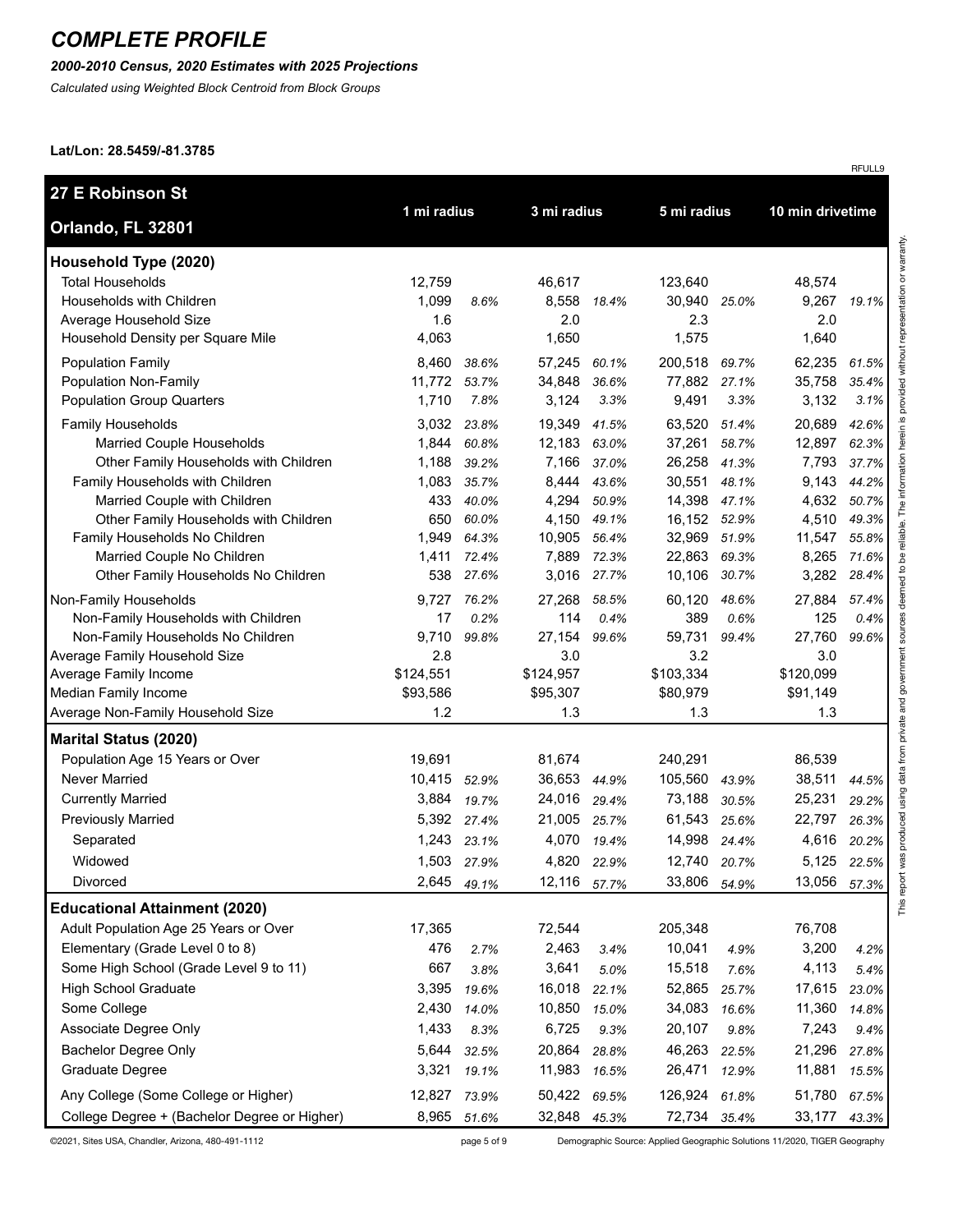# COMPLETE PROFILE

***2000-2010 Census, 2020 Estimates with 2025 Projections***

*Calculated using Weighted Block Centroid from Block Groups*

**Lat/Lon: 28.5459/-81.3785**

RFULL9

| **27 E Robinson St**<br>**Orlando, FL 32801** | 1 mi radius | | 3 mi radius | | 5 mi radius | | 10 min drivetime | |
|---|---|---|---|---|---|---|---|---|
| **Household Type (2020)** | | | | | | | | |
| Total Households | 12,759 | | 46,617 | | 123,640 | | 48,574 | |
| Households with Children | 1,099 | *8.6%* | 8,558 | *18.4%* | 30,940 | *25.0%* | 9,267 | *19.1%* |
| Average Household Size | 1.6 | | 2.0 | | 2.3 | | 2.0 | |
| Household Density per Square Mile | 4,063 | | 1,650 | | 1,575 | | 1,640 | |
| Population Family | 8,460 | *38.6%* | 57,245 | *60.1%* | 200,518 | *69.7%* | 62,235 | *61.5%* |
| Population Non-Family | 11,772 | *53.7%* | 34,848 | *36.6%* | 77,882 | *27.1%* | 35,758 | *35.4%* |
| Population Group Quarters | 1,710 | *7.8%* | 3,124 | *3.3%* | 9,491 | *3.3%* | 3,132 | *3.1%* |
| Family Households | 3,032 | *23.8%* | 19,349 | *41.5%* | 63,520 | *51.4%* | 20,689 | *42.6%* |
| Married Couple Households | 1,844 | *60.8%* | 12,183 | *63.0%* | 37,261 | *58.7%* | 12,897 | *62.3%* |
| Other Family Households with Children | 1,188 | *39.2%* | 7,166 | *37.0%* | 26,258 | *41.3%* | 7,793 | *37.7%* |
| Family Households with Children | 1,083 | *35.7%* | 8,444 | *43.6%* | 30,551 | *48.1%* | 9,143 | *44.2%* |
| Married Couple with Children | 433 | *40.0%* | 4,294 | *50.9%* | 14,398 | *47.1%* | 4,632 | *50.7%* |
| Other Family Households with Children | 650 | *60.0%* | 4,150 | *49.1%* | 16,152 | *52.9%* | 4,510 | *49.3%* |
| Family Households No Children | 1,949 | *64.3%* | 10,905 | *56.4%* | 32,969 | *51.9%* | 11,547 | *55.8%* |
| Married Couple No Children | 1,411 | *72.4%* | 7,889 | *72.3%* | 22,863 | *69.3%* | 8,265 | *71.6%* |
| Other Family Households No Children | 538 | *27.6%* | 3,016 | *27.7%* | 10,106 | *30.7%* | 3,282 | *28.4%* |
| Non-Family Households | 9,727 | *76.2%* | 27,268 | *58.5%* | 60,120 | *48.6%* | 27,884 | *57.4%* |
| Non-Family Households with Children | 17 | *0.2%* | 114 | *0.4%* | 389 | *0.6%* | 125 | *0.4%* |
| Non-Family Households No Children | 9,710 | *99.8%* | 27,154 | *99.6%* | 59,731 | *99.4%* | 27,760 | *99.6%* |
| Average Family Household Size | 2.8 | | 3.0 | | 3.2 | | 3.0 | |
| Average Family Income | $124,551 | | $124,957 | | $103,334 | | $120,099 | |
| Median Family Income | $93,586 | | $95,307 | | $80,979 | | $91,149 | |
| Average Non-Family Household Size | 1.2 | | 1.3 | | 1.3 | | 1.3 | |
| **Marital Status (2020)** | | | | | | | | |
| Population Age 15 Years or Over | 19,691 | | 81,674 | | 240,291 | | 86,539 | |
| Never Married | 10,415 | *52.9%* | 36,653 | *44.9%* | 105,560 | *43.9%* | 38,511 | *44.5%* |
| Currently Married | 3,884 | *19.7%* | 24,016 | *29.4%* | 73,188 | *30.5%* | 25,231 | *29.2%* |
| Previously Married | 5,392 | *27.4%* | 21,005 | *25.7%* | 61,543 | *25.6%* | 22,797 | *26.3%* |
| Separated | 1,243 | *23.1%* | 4,070 | *19.4%* | 14,998 | *24.4%* | 4,616 | *20.2%* |
| Widowed | 1,503 | *27.9%* | 4,820 | *22.9%* | 12,740 | *20.7%* | 5,125 | *22.5%* |
| Divorced | 2,645 | *49.1%* | 12,116 | *57.7%* | 33,806 | *54.9%* | 13,056 | *57.3%* |
| **Educational Attainment (2020)** | | | | | | | | |
| Adult Population Age 25 Years or Over | 17,365 | | 72,544 | | 205,348 | | 76,708 | |
| Elementary (Grade Level 0 to 8) | 476 | *2.7%* | 2,463 | *3.4%* | 10,041 | *4.9%* | 3,200 | *4.2%* |
| Some High School (Grade Level 9 to 11) | 667 | *3.8%* | 3,641 | *5.0%* | 15,518 | *7.6%* | 4,113 | *5.4%* |
| High School Graduate | 3,395 | *19.6%* | 16,018 | *22.1%* | 52,865 | *25.7%* | 17,615 | *23.0%* |
| Some College | 2,430 | *14.0%* | 10,850 | *15.0%* | 34,083 | *16.6%* | 11,360 | *14.8%* |
| Associate Degree Only | 1,433 | *8.3%* | 6,725 | *9.3%* | 20,107 | *9.8%* | 7,243 | *9.4%* |
| Bachelor Degree Only | 5,644 | *32.5%* | 20,864 | *28.8%* | 46,263 | *22.5%* | 21,296 | *27.8%* |
| Graduate Degree | 3,321 | *19.1%* | 11,983 | *16.5%* | 26,471 | *12.9%* | 11,881 | *15.5%* |
| Any College (Some College or Higher) | 12,827 | *73.9%* | 50,422 | *69.5%* | 126,924 | *61.8%* | 51,780 | *67.5%* |
| College Degree + (Bachelor Degree or Higher) | 8,965 | *51.6%* | 32,848 | *45.3%* | 72,734 | *35.4%* | 33,177 | *43.3%* |

This report was produced using data from private and government sources deemed to be reliable. The information herein is provided without representation or warranty.

©2021, Sites USA, Chandler, Arizona, 480-491-1112

Demographic Source: Applied Geographic Solutions 11/2020, TIGER Geography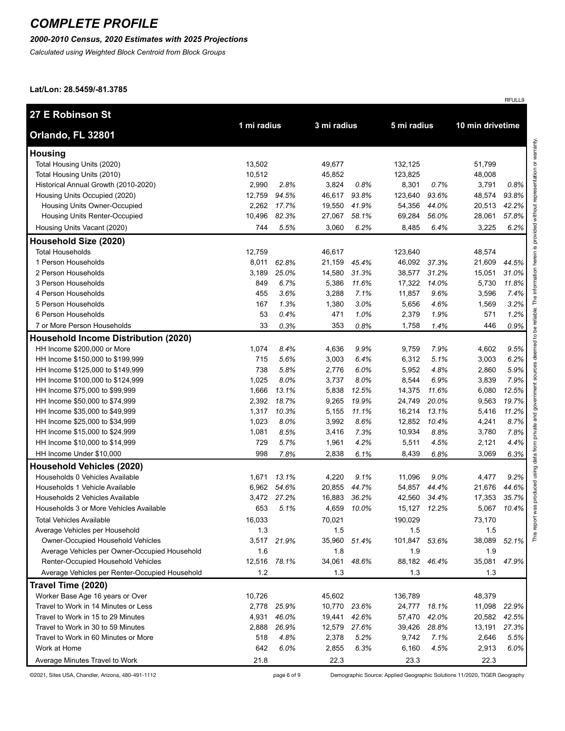# COMPLETE PROFILE

***2000-2010 Census, 2020 Estimates with 2025 Projections***

*Calculated using Weighted Block Centroid from Block Groups*

**Lat/Lon: 28.5459/-81.3785**

RFULL9

| **27 E Robinson St Orlando, FL 32801** | 1 mi radius | | 3 mi radius | | 5 mi radius | | 10 min drivetime | |
|---|---|---|---|---|---|---|---|---|
| **Housing** | | | | | | | | |
| Total Housing Units (2020) | 13,502 | | 49,677 | | 132,125 | | 51,799 | |
| Total Housing Units (2010) | 10,512 | | 45,852 | | 123,825 | | 48,008 | |
| Historical Annual Growth (2010-2020) | 2,990 | *2.8%* | 3,824 | *0.8%* | 8,301 | *0.7%* | 3,791 | *0.8%* |
| Housing Units Occupied (2020) | 12,759 | *94.5%* | 46,617 | *93.8%* | 123,640 | *93.6%* | 48,574 | *93.8%* |
| Housing Units Owner-Occupied | 2,262 | *17.7%* | 19,550 | *41.9%* | 54,356 | *44.0%* | 20,513 | *42.2%* |
| Housing Units Renter-Occupied | 10,496 | *82.3%* | 27,067 | *58.1%* | 69,284 | *56.0%* | 28,061 | *57.8%* |
| Housing Units Vacant (2020) | 744 | *5.5%* | 3,060 | *6.2%* | 8,485 | *6.4%* | 3,225 | *6.2%* |
| **Household Size (2020)** | | | | | | | | |
| Total Households | 12,759 | | 46,617 | | 123,640 | | 48,574 | |
| 1 Person Households | 8,011 | *62.8%* | 21,159 | *45.4%* | 46,092 | *37.3%* | 21,609 | *44.5%* |
| 2 Person Households | 3,189 | *25.0%* | 14,580 | *31.3%* | 38,577 | *31.2%* | 15,051 | *31.0%* |
| 3 Person Households | 849 | *6.7%* | 5,386 | *11.6%* | 17,322 | *14.0%* | 5,730 | *11.8%* |
| 4 Person Households | 455 | *3.6%* | 3,288 | *7.1%* | 11,857 | *9.6%* | 3,596 | *7.4%* |
| 5 Person Households | 167 | *1.3%* | 1,380 | *3.0%* | 5,656 | *4.6%* | 1,569 | *3.2%* |
| 6 Person Households | 53 | *0.4%* | 471 | *1.0%* | 2,379 | *1.9%* | 571 | *1.2%* |
| 7 or More Person Households | 33 | *0.3%* | 353 | *0.8%* | 1,758 | *1.4%* | 446 | *0.9%* |
| **Household Income Distribution (2020)** | | | | | | | | |
| HH Income $200,000 or More | 1,074 | *8.4%* | 4,636 | *9.9%* | 9,759 | *7.9%* | 4,602 | *9.5%* |
| HH Income $150,000 to $199,999 | 715 | *5.6%* | 3,003 | *6.4%* | 6,312 | *5.1%* | 3,003 | *6.2%* |
| HH Income $125,000 to $149,999 | 738 | *5.8%* | 2,776 | *6.0%* | 5,952 | *4.8%* | 2,860 | *5.9%* |
| HH Income $100,000 to $124,999 | 1,025 | *8.0%* | 3,737 | *8.0%* | 8,544 | *6.9%* | 3,839 | *7.9%* |
| HH Income $75,000 to $99,999 | 1,666 | *13.1%* | 5,838 | *12.5%* | 14,375 | *11.6%* | 6,080 | *12.5%* |
| HH Income $50,000 to $74,999 | 2,392 | *18.7%* | 9,265 | *19.9%* | 24,749 | *20.0%* | 9,563 | *19.7%* |
| HH Income $35,000 to $49,999 | 1,317 | *10.3%* | 5,155 | *11.1%* | 16,214 | *13.1%* | 5,416 | *11.2%* |
| HH Income $25,000 to $34,999 | 1,023 | *8.0%* | 3,992 | *8.6%* | 12,852 | *10.4%* | 4,241 | *8.7%* |
| HH Income $15,000 to $24,999 | 1,081 | *8.5%* | 3,416 | *7.3%* | 10,934 | *8.8%* | 3,780 | *7.8%* |
| HH Income $10,000 to $14,999 | 729 | *5.7%* | 1,961 | *4.2%* | 5,511 | *4.5%* | 2,121 | *4.4%* |
| HH Income Under $10,000 | 998 | *7.8%* | 2,838 | *6.1%* | 8,439 | *6.8%* | 3,069 | *6.3%* |
| **Household Vehicles (2020)** | | | | | | | | |
| Households 0 Vehicles Available | 1,671 | *13.1%* | 4,220 | *9.1%* | 11,096 | *9.0%* | 4,477 | *9.2%* |
| Households 1 Vehicle Available | 6,962 | *54.6%* | 20,855 | *44.7%* | 54,857 | *44.4%* | 21,676 | *44.6%* |
| Households 2 Vehicles Available | 3,472 | *27.2%* | 16,883 | *36.2%* | 42,560 | *34.4%* | 17,353 | *35.7%* |
| Households 3 or More Vehicles Available | 653 | *5.1%* | 4,659 | *10.0%* | 15,127 | *12.2%* | 5,067 | *10.4%* |
| Total Vehicles Available | 16,033 | | 70,021 | | 190,029 | | 73,170 | |
| Average Vehicles per Household | 1.3 | | 1.5 | | 1.5 | | 1.5 | |
| Owner-Occupied Household Vehicles | 3,517 | *21.9%* | 35,960 | *51.4%* | 101,847 | *53.6%* | 38,089 | *52.1%* |
| Average Vehicles per Owner-Occupied Household | 1.6 | | 1.8 | | 1.9 | | 1.9 | |
| Renter-Occupied Household Vehicles | 12,516 | *78.1%* | 34,061 | *48.6%* | 88,182 | *46.4%* | 35,081 | *47.9%* |
| Average Vehicles per Renter-Occupied Household | 1.2 | | 1.3 | | 1.3 | | 1.3 | |
| **Travel Time (2020)** | | | | | | | | |
| Worker Base Age 16 years or Over | 10,726 | | 45,602 | | 136,789 | | 48,379 | |
| Travel to Work in 14 Minutes or Less | 2,778 | *25.9%* | 10,770 | *23.6%* | 24,777 | *18.1%* | 11,098 | *22.9%* |
| Travel to Work in 15 to 29 Minutes | 4,931 | *46.0%* | 19,441 | *42.6%* | 57,470 | *42.0%* | 20,582 | *42.5%* |
| Travel to Work in 30 to 59 Minutes | 2,888 | *26.9%* | 12,579 | *27.6%* | 39,426 | *28.8%* | 13,191 | *27.3%* |
| Travel to Work in 60 Minutes or More | 518 | *4.8%* | 2,378 | *5.2%* | 9,742 | *7.1%* | 2,646 | *5.5%* |
| Work at Home | 642 | *6.0%* | 2,855 | *6.3%* | 6,160 | *4.5%* | 2,913 | *6.0%* |
| Average Minutes Travel to Work | 21.8 | | 22.3 | | 23.3 | | 22.3 | |

This report was produced using data from private and government sources deemed to be reliable. The information herein is provided without representation or warranty.

©2021, Sites USA, Chandler, Arizona, 480-491-1112

Demographic Source: Applied Geographic Solutions 11/2020, TIGER Geography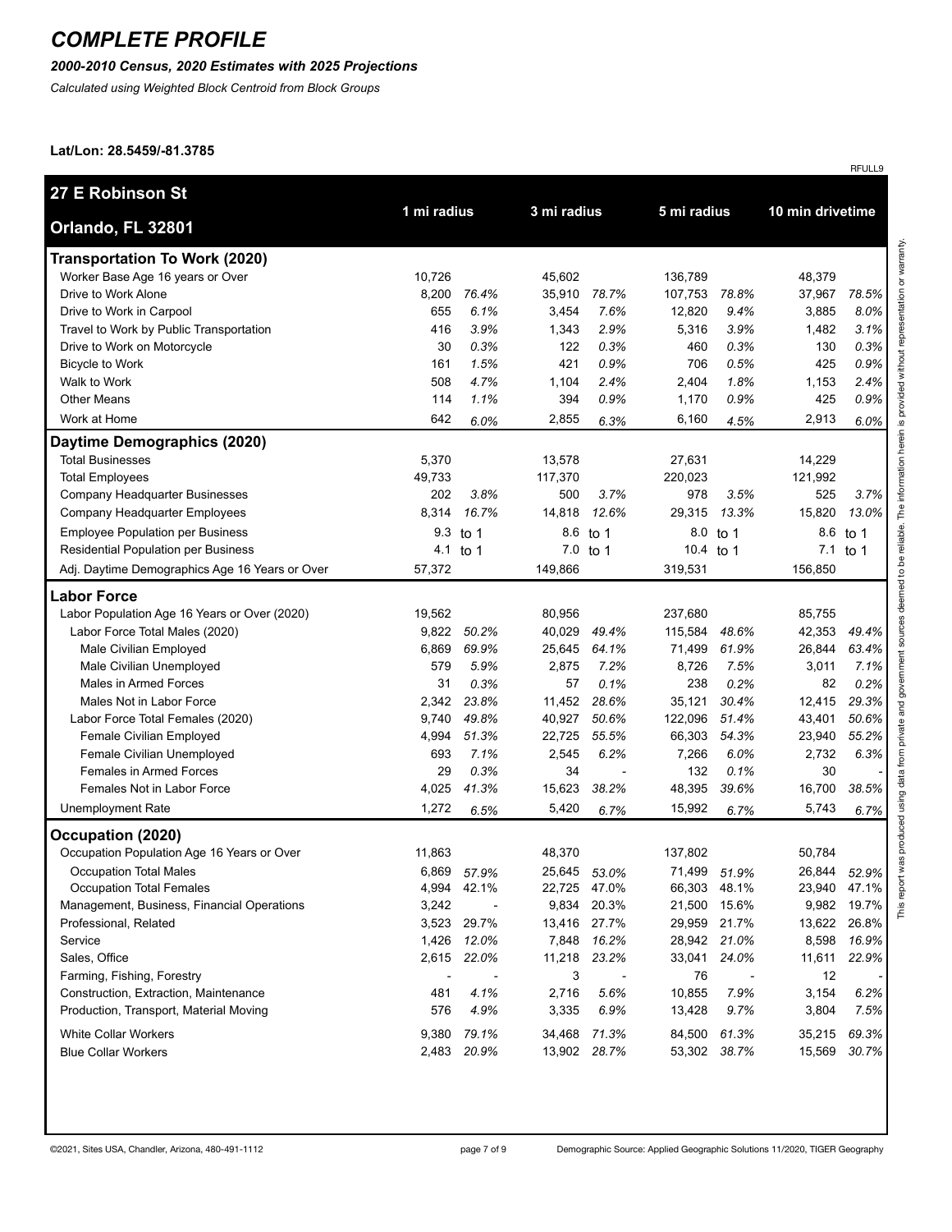# COMPLETE PROFILE

*2000-2010 Census, 2020 Estimates with 2025 Projections*

*Calculated using Weighted Block Centroid from Block Groups*

**Lat/Lon: 28.5459/-81.3785**

RFULL9

| 27 E Robinson St<br>Orlando, FL 32801 | 1 mi radius | | 3 mi radius | | 5 mi radius | | 10 min drivetime | |
|---|---|---|---|---|---|---|---|---|
| **Transportation To Work (2020)** | | | | | | | | |
| Worker Base Age 16 years or Over | 10,726 | | 45,602 | | 136,789 | | 48,379 | |
| Drive to Work Alone | 8,200 | *76.4%* | 35,910 | *78.7%* | 107,753 | *78.8%* | 37,967 | *78.5%* |
| Drive to Work in Carpool | 655 | *6.1%* | 3,454 | *7.6%* | 12,820 | *9.4%* | 3,885 | *8.0%* |
| Travel to Work by Public Transportation | 416 | *3.9%* | 1,343 | *2.9%* | 5,316 | *3.9%* | 1,482 | *3.1%* |
| Drive to Work on Motorcycle | 30 | *0.3%* | 122 | *0.3%* | 460 | *0.3%* | 130 | *0.3%* |
| Bicycle to Work | 161 | *1.5%* | 421 | *0.9%* | 706 | *0.5%* | 425 | *0.9%* |
| Walk to Work | 508 | *4.7%* | 1,104 | *2.4%* | 2,404 | *1.8%* | 1,153 | *2.4%* |
| Other Means | 114 | *1.1%* | 394 | *0.9%* | 1,170 | *0.9%* | 425 | *0.9%* |
| Work at Home | 642 | *6.0%* | 2,855 | *6.3%* | 6,160 | *4.5%* | 2,913 | *6.0%* |
| **Daytime Demographics (2020)** | | | | | | | | |
| Total Businesses | 5,370 | | 13,578 | | 27,631 | | 14,229 | |
| Total Employees | 49,733 | | 117,370 | | 220,023 | | 121,992 | |
| Company Headquarter Businesses | 202 | *3.8%* | 500 | *3.7%* | 978 | *3.5%* | 525 | *3.7%* |
| Company Headquarter Employees | 8,314 | *16.7%* | 14,818 | *12.6%* | 29,315 | *13.3%* | 15,820 | *13.0%* |
| Employee Population per Business | 9.3 | to 1 | 8.6 | to 1 | 8.0 | to 1 | 8.6 | to 1 |
| Residential Population per Business | 4.1 | to 1 | 7.0 | to 1 | 10.4 | to 1 | 7.1 | to 1 |
| Adj. Daytime Demographics Age 16 Years or Over | 57,372 | | 149,866 | | 319,531 | | 156,850 | |
| **Labor Force** | | | | | | | | |
| Labor Population Age 16 Years or Over (2020) | 19,562 | | 80,956 | | 237,680 | | 85,755 | |
| Labor Force Total Males (2020) | 9,822 | *50.2%* | 40,029 | *49.4%* | 115,584 | *48.6%* | 42,353 | *49.4%* |
| Male Civilian Employed | 6,869 | *69.9%* | 25,645 | *64.1%* | 71,499 | *61.9%* | 26,844 | *63.4%* |
| Male Civilian Unemployed | 579 | *5.9%* | 2,875 | *7.2%* | 8,726 | *7.5%* | 3,011 | *7.1%* |
| Males in Armed Forces | 31 | *0.3%* | 57 | *0.1%* | 238 | *0.2%* | 82 | *0.2%* |
| Males Not in Labor Force | 2,342 | *23.8%* | 11,452 | *28.6%* | 35,121 | *30.4%* | 12,415 | *29.3%* |
| Labor Force Total Females (2020) | 9,740 | *49.8%* | 40,927 | *50.6%* | 122,096 | *51.4%* | 43,401 | *50.6%* |
| Female Civilian Employed | 4,994 | *51.3%* | 22,725 | *55.5%* | 66,303 | *54.3%* | 23,940 | *55.2%* |
| Female Civilian Unemployed | 693 | *7.1%* | 2,545 | *6.2%* | 7,266 | *6.0%* | 2,732 | *6.3%* |
| Females in Armed Forces | 29 | *0.3%* | 34 | - | 132 | *0.1%* | 30 | - |
| Females Not in Labor Force | 4,025 | *41.3%* | 15,623 | *38.2%* | 48,395 | *39.6%* | 16,700 | *38.5%* |
| Unemployment Rate | 1,272 | *6.5%* | 5,420 | *6.7%* | 15,992 | *6.7%* | 5,743 | *6.7%* |
| **Occupation (2020)** | | | | | | | | |
| Occupation Population Age 16 Years or Over | 11,863 | | 48,370 | | 137,802 | | 50,784 | |
| Occupation Total Males | 6,869 | *57.9%* | 25,645 | *53.0%* | 71,499 | *51.9%* | 26,844 | *52.9%* |
| Occupation Total Females | 4,994 | 42.1% | 22,725 | 47.0% | 66,303 | 48.1% | 23,940 | 47.1% |
| Management, Business, Financial Operations | 3,242 | - | 9,834 | 20.3% | 21,500 | 15.6% | 9,982 | 19.7% |
| Professional, Related | 3,523 | 29.7% | 13,416 | 27.7% | 29,959 | 21.7% | 13,622 | 26.8% |
| Service | 1,426 | *12.0%* | 7,848 | *16.2%* | 28,942 | *21.0%* | 8,598 | *16.9%* |
| Sales, Office | 2,615 | *22.0%* | 11,218 | *23.2%* | 33,041 | *24.0%* | 11,611 | *22.9%* |
| Farming, Fishing, Forestry | - | - | 3 | - | 76 | - | 12 | - |
| Construction, Extraction, Maintenance | 481 | *4.1%* | 2,716 | *5.6%* | 10,855 | *7.9%* | 3,154 | *6.2%* |
| Production, Transport, Material Moving | 576 | *4.9%* | 3,335 | *6.9%* | 13,428 | *9.7%* | 3,804 | *7.5%* |
| White Collar Workers | 9,380 | *79.1%* | 34,468 | *71.3%* | 84,500 | *61.3%* | 35,215 | *69.3%* |
| Blue Collar Workers | 2,483 | *20.9%* | 13,902 | *28.7%* | 53,302 | *38.7%* | 15,569 | *30.7%* |

This report was produced using data from private and government sources deemed to be reliable. The information herein is provided without representation or warranty.

©2021, Sites USA, Chandler, Arizona, 480-491-1112 Demographic Source: Applied Geographic Solutions 11/2020, TIGER Geography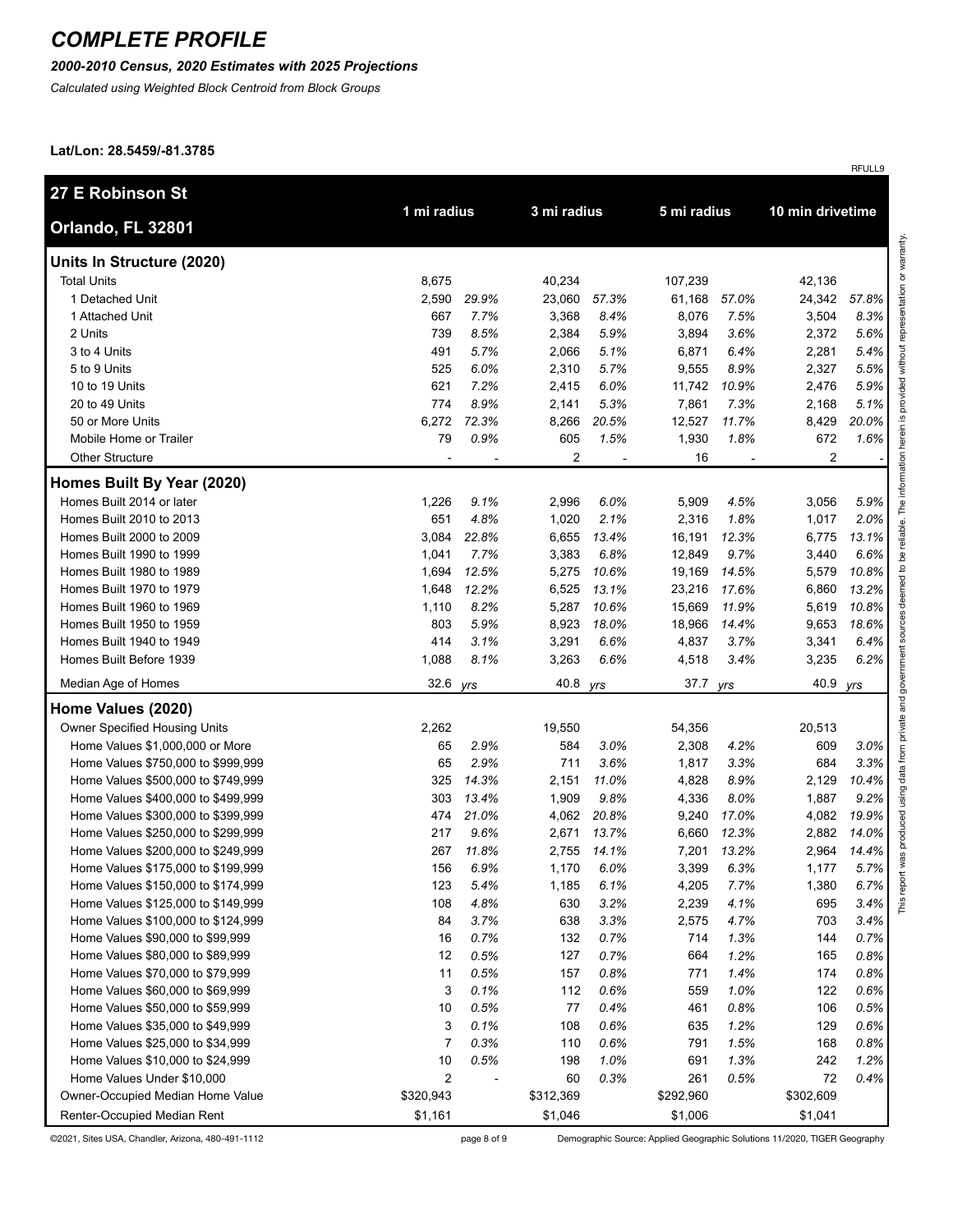# COMPLETE PROFILE

***2000-2010 Census, 2020 Estimates with 2025 Projections***

*Calculated using Weighted Block Centroid from Block Groups*

**Lat/Lon: 28.5459/-81.3785**

RFULL9

| **27 E Robinson St Orlando, FL 32801** | **1 mi radius** | | **3 mi radius** | | **5 mi radius** | | **10 min drivetime** | |
|---|---|---|---|---|---|---|---|---|
| **Units In Structure (2020)** | | | | | | | | |
| Total Units | 8,675 | | 40,234 | | 107,239 | | 42,136 | |
| 1 Detached Unit | 2,590 | *29.9%* | 23,060 | *57.3%* | 61,168 | *57.0%* | 24,342 | *57.8%* |
| 1 Attached Unit | 667 | *7.7%* | 3,368 | *8.4%* | 8,076 | *7.5%* | 3,504 | *8.3%* |
| 2 Units | 739 | *8.5%* | 2,384 | *5.9%* | 3,894 | *3.6%* | 2,372 | *5.6%* |
| 3 to 4 Units | 491 | *5.7%* | 2,066 | *5.1%* | 6,871 | *6.4%* | 2,281 | *5.4%* |
| 5 to 9 Units | 525 | *6.0%* | 2,310 | *5.7%* | 9,555 | *8.9%* | 2,327 | *5.5%* |
| 10 to 19 Units | 621 | *7.2%* | 2,415 | *6.0%* | 11,742 | *10.9%* | 2,476 | *5.9%* |
| 20 to 49 Units | 774 | *8.9%* | 2,141 | *5.3%* | 7,861 | *7.3%* | 2,168 | *5.1%* |
| 50 or More Units | 6,272 | *72.3%* | 8,266 | *20.5%* | 12,527 | *11.7%* | 8,429 | *20.0%* |
| Mobile Home or Trailer | 79 | *0.9%* | 605 | *1.5%* | 1,930 | *1.8%* | 672 | *1.6%* |
| Other Structure | - | - | 2 | - | 16 | - | 2 | - |
| **Homes Built By Year (2020)** | | | | | | | | |
| Homes Built 2014 or later | 1,226 | *9.1%* | 2,996 | *6.0%* | 5,909 | *4.5%* | 3,056 | *5.9%* |
| Homes Built 2010 to 2013 | 651 | *4.8%* | 1,020 | *2.1%* | 2,316 | *1.8%* | 1,017 | *2.0%* |
| Homes Built 2000 to 2009 | 3,084 | *22.8%* | 6,655 | *13.4%* | 16,191 | *12.3%* | 6,775 | *13.1%* |
| Homes Built 1990 to 1999 | 1,041 | *7.7%* | 3,383 | *6.8%* | 12,849 | *9.7%* | 3,440 | *6.6%* |
| Homes Built 1980 to 1989 | 1,694 | *12.5%* | 5,275 | *10.6%* | 19,169 | *14.5%* | 5,579 | *10.8%* |
| Homes Built 1970 to 1979 | 1,648 | *12.2%* | 6,525 | *13.1%* | 23,216 | *17.6%* | 6,860 | *13.2%* |
| Homes Built 1960 to 1969 | 1,110 | *8.2%* | 5,287 | *10.6%* | 15,669 | *11.9%* | 5,619 | *10.8%* |
| Homes Built 1950 to 1959 | 803 | *5.9%* | 8,923 | *18.0%* | 18,966 | *14.4%* | 9,653 | *18.6%* |
| Homes Built 1940 to 1949 | 414 | *3.1%* | 3,291 | *6.6%* | 4,837 | *3.7%* | 3,341 | *6.4%* |
| Homes Built Before 1939 | 1,088 | *8.1%* | 3,263 | *6.6%* | 4,518 | *3.4%* | 3,235 | *6.2%* |
| Median Age of Homes | 32.6 | *yrs* | 40.8 | *yrs* | 37.7 | *yrs* | 40.9 | *yrs* |
| **Home Values (2020)** | | | | | | | | |
| Owner Specified Housing Units | 2,262 | | 19,550 | | 54,356 | | 20,513 | |
| Home Values $1,000,000 or More | 65 | *2.9%* | 584 | *3.0%* | 2,308 | *4.2%* | 609 | *3.0%* |
| Home Values $750,000 to $999,999 | 65 | *2.9%* | 711 | *3.6%* | 1,817 | *3.3%* | 684 | *3.3%* |
| Home Values $500,000 to $749,999 | 325 | *14.3%* | 2,151 | *11.0%* | 4,828 | *8.9%* | 2,129 | *10.4%* |
| Home Values $400,000 to $499,999 | 303 | *13.4%* | 1,909 | *9.8%* | 4,336 | *8.0%* | 1,887 | *9.2%* |
| Home Values $300,000 to $399,999 | 474 | *21.0%* | 4,062 | *20.8%* | 9,240 | *17.0%* | 4,082 | *19.9%* |
| Home Values $250,000 to $299,999 | 217 | *9.6%* | 2,671 | *13.7%* | 6,660 | *12.3%* | 2,882 | *14.0%* |
| Home Values $200,000 to $249,999 | 267 | *11.8%* | 2,755 | *14.1%* | 7,201 | *13.2%* | 2,964 | *14.4%* |
| Home Values $175,000 to $199,999 | 156 | *6.9%* | 1,170 | *6.0%* | 3,399 | *6.3%* | 1,177 | *5.7%* |
| Home Values $150,000 to $174,999 | 123 | *5.4%* | 1,185 | *6.1%* | 4,205 | *7.7%* | 1,380 | *6.7%* |
| Home Values $125,000 to $149,999 | 108 | *4.8%* | 630 | *3.2%* | 2,239 | *4.1%* | 695 | *3.4%* |
| Home Values $100,000 to $124,999 | 84 | *3.7%* | 638 | *3.3%* | 2,575 | *4.7%* | 703 | *3.4%* |
| Home Values $90,000 to $99,999 | 16 | *0.7%* | 132 | *0.7%* | 714 | *1.3%* | 144 | *0.7%* |
| Home Values $80,000 to $89,999 | 12 | *0.5%* | 127 | *0.7%* | 664 | *1.2%* | 165 | *0.8%* |
| Home Values $70,000 to $79,999 | 11 | *0.5%* | 157 | *0.8%* | 771 | *1.4%* | 174 | *0.8%* |
| Home Values $60,000 to $69,999 | 3 | *0.1%* | 112 | *0.6%* | 559 | *1.0%* | 122 | *0.6%* |
| Home Values $50,000 to $59,999 | 10 | *0.5%* | 77 | *0.4%* | 461 | *0.8%* | 106 | *0.5%* |
| Home Values $35,000 to $49,999 | 3 | *0.1%* | 108 | *0.6%* | 635 | *1.2%* | 129 | *0.6%* |
| Home Values $25,000 to $34,999 | 7 | *0.3%* | 110 | *0.6%* | 791 | *1.5%* | 168 | *0.8%* |
| Home Values $10,000 to $24,999 | 10 | *0.5%* | 198 | *1.0%* | 691 | *1.3%* | 242 | *1.2%* |
| Home Values Under $10,000 | 2 | - | 60 | *0.3%* | 261 | *0.5%* | 72 | *0.4%* |
| Owner-Occupied Median Home Value | $320,943 | | $312,369 | | $292,960 | | $302,609 | |
| Renter-Occupied Median Rent | $1,161 | | $1,046 | | $1,006 | | $1,041 | |

This report was produced using data from private and government sources deemed to be reliable. The information herein is provided without representation or warranty.

©2021, Sites USA, Chandler, Arizona, 480-491-1112

Demographic Source: Applied Geographic Solutions 11/2020, TIGER Geography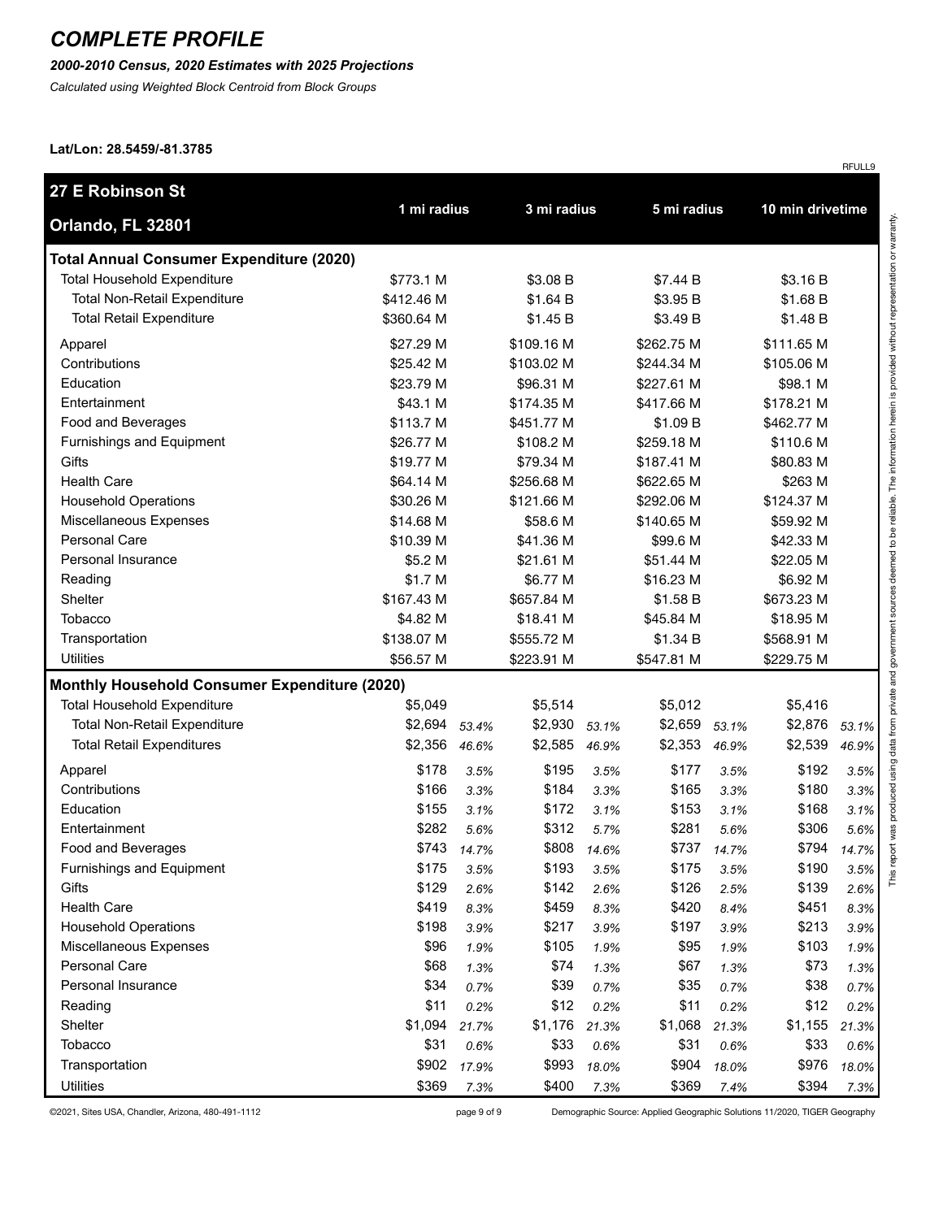# COMPLETE PROFILE

***2000-2010 Census, 2020 Estimates with 2025 Projections***

*Calculated using Weighted Block Centroid from Block Groups*

**Lat/Lon: 28.5459/-81.3785**

RFULL9

| 27 E Robinson St<br>Orlando, FL 32801 | 1 mi radius | | 3 mi radius | | 5 mi radius | | 10 min drivetime | |
|---|---|---|---|---|---|---|---|---|
| **Total Annual Consumer Expenditure (2020)** | | | | | | | | |
| Total Household Expenditure | $773.1 M | | $3.08 B | | $7.44 B | | $3.16 B | |
| Total Non-Retail Expenditure | $412.46 M | | $1.64 B | | $3.95 B | | $1.68 B | |
| Total Retail Expenditure | $360.64 M | | $1.45 B | | $3.49 B | | $1.48 B | |
| Apparel | $27.29 M | | $109.16 M | | $262.75 M | | $111.65 M | |
| Contributions | $25.42 M | | $103.02 M | | $244.34 M | | $105.06 M | |
| Education | $23.79 M | | $96.31 M | | $227.61 M | | $98.1 M | |
| Entertainment | $43.1 M | | $174.35 M | | $417.66 M | | $178.21 M | |
| Food and Beverages | $113.7 M | | $451.77 M | | $1.09 B | | $462.77 M | |
| Furnishings and Equipment | $26.77 M | | $108.2 M | | $259.18 M | | $110.6 M | |
| Gifts | $19.77 M | | $79.34 M | | $187.41 M | | $80.83 M | |
| Health Care | $64.14 M | | $256.68 M | | $622.65 M | | $263 M | |
| Household Operations | $30.26 M | | $121.66 M | | $292.06 M | | $124.37 M | |
| Miscellaneous Expenses | $14.68 M | | $58.6 M | | $140.65 M | | $59.92 M | |
| Personal Care | $10.39 M | | $41.36 M | | $99.6 M | | $42.33 M | |
| Personal Insurance | $5.2 M | | $21.61 M | | $51.44 M | | $22.05 M | |
| Reading | $1.7 M | | $6.77 M | | $16.23 M | | $6.92 M | |
| Shelter | $167.43 M | | $657.84 M | | $1.58 B | | $673.23 M | |
| Tobacco | $4.82 M | | $18.41 M | | $45.84 M | | $18.95 M | |
| Transportation | $138.07 M | | $555.72 M | | $1.34 B | | $568.91 M | |
| Utilities | $56.57 M | | $223.91 M | | $547.81 M | | $229.75 M | |
| **Monthly Household Consumer Expenditure (2020)** | | | | | | | | |
| Total Household Expenditure | $5,049 | | $5,514 | | $5,012 | | $5,416 | |
| Total Non-Retail Expenditure | $2,694 | *53.4%* | $2,930 | *53.1%* | $2,659 | *53.1%* | $2,876 | *53.1%* |
| Total Retail Expenditures | $2,356 | *46.6%* | $2,585 | *46.9%* | $2,353 | *46.9%* | $2,539 | *46.9%* |
| Apparel | $178 | *3.5%* | $195 | *3.5%* | $177 | *3.5%* | $192 | *3.5%* |
| Contributions | $166 | *3.3%* | $184 | *3.3%* | $165 | *3.3%* | $180 | *3.3%* |
| Education | $155 | *3.1%* | $172 | *3.1%* | $153 | *3.1%* | $168 | *3.1%* |
| Entertainment | $282 | *5.6%* | $312 | *5.7%* | $281 | *5.6%* | $306 | *5.6%* |
| Food and Beverages | $743 | *14.7%* | $808 | *14.6%* | $737 | *14.7%* | $794 | *14.7%* |
| Furnishings and Equipment | $175 | *3.5%* | $193 | *3.5%* | $175 | *3.5%* | $190 | *3.5%* |
| Gifts | $129 | *2.6%* | $142 | *2.6%* | $126 | *2.5%* | $139 | *2.6%* |
| Health Care | $419 | *8.3%* | $459 | *8.3%* | $420 | *8.4%* | $451 | *8.3%* |
| Household Operations | $198 | *3.9%* | $217 | *3.9%* | $197 | *3.9%* | $213 | *3.9%* |
| Miscellaneous Expenses | $96 | *1.9%* | $105 | *1.9%* | $95 | *1.9%* | $103 | *1.9%* |
| Personal Care | $68 | *1.3%* | $74 | *1.3%* | $67 | *1.3%* | $73 | *1.3%* |
| Personal Insurance | $34 | *0.7%* | $39 | *0.7%* | $35 | *0.7%* | $38 | *0.7%* |
| Reading | $11 | *0.2%* | $12 | *0.2%* | $11 | *0.2%* | $12 | *0.2%* |
| Shelter | $1,094 | *21.7%* | $1,176 | *21.3%* | $1,068 | *21.3%* | $1,155 | *21.3%* |
| Tobacco | $31 | *0.6%* | $33 | *0.6%* | $31 | *0.6%* | $33 | *0.6%* |
| Transportation | $902 | *17.9%* | $993 | *18.0%* | $904 | *18.0%* | $976 | *18.0%* |
| Utilities | $369 | *7.3%* | $400 | *7.3%* | $369 | *7.4%* | $394 | *7.3%* |

This report was produced using data from private and government sources deemed to be reliable. The information herein is provided without representation or warranty.

©2021, Sites USA, Chandler, Arizona, 480-491-1112

Demographic Source: Applied Geographic Solutions 11/2020, TIGER Geography